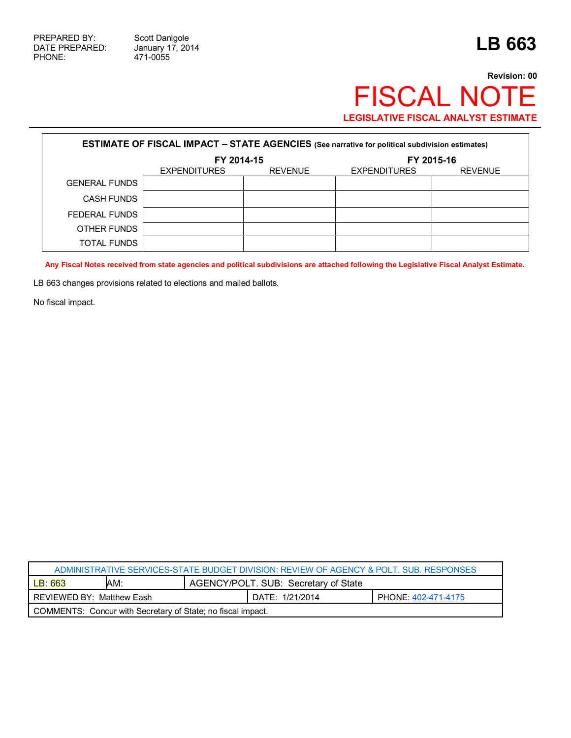PREPARED BY: Scott Danigole
DATE PREPARED: January 17, 2014
PHONE: 471-0055

# LB 663

**Revision: 00**

# FISCAL NOTE

**LEGISLATIVE FISCAL ANALYST ESTIMATE**

**ESTIMATE OF FISCAL IMPACT – STATE AGENCIES (See narrative for political subdivision estimates)**

| | FY 2014-15 | | FY 2015-16 | |
|---|---|---|---|---|
| | EXPENDITURES | REVENUE | EXPENDITURES | REVENUE |
| GENERAL FUNDS | | | | |
| CASH FUNDS | | | | |
| FEDERAL FUNDS | | | | |
| OTHER FUNDS | | | | |
| TOTAL FUNDS | | | | |

**Any Fiscal Notes received from state agencies and political subdivisions are attached following the Legislative Fiscal Analyst Estimate.**

LB 663 changes provisions related to elections and mailed ballots.

No fiscal impact.

| ADMINISTRATIVE SERVICES-STATE BUDGET DIVISION: REVIEW OF AGENCY & POLT. SUB. RESPONSES | | | |
|---|---|---|---|
| LB: 663 | AM: | AGENCY/POLT. SUB: Secretary of State | |
| REVIEWED BY: Matthew Eash | | DATE: 1/21/2014 | PHONE: 402-471-4175 |
| COMMENTS: Concur with Secretary of State; no fiscal impact. | | | |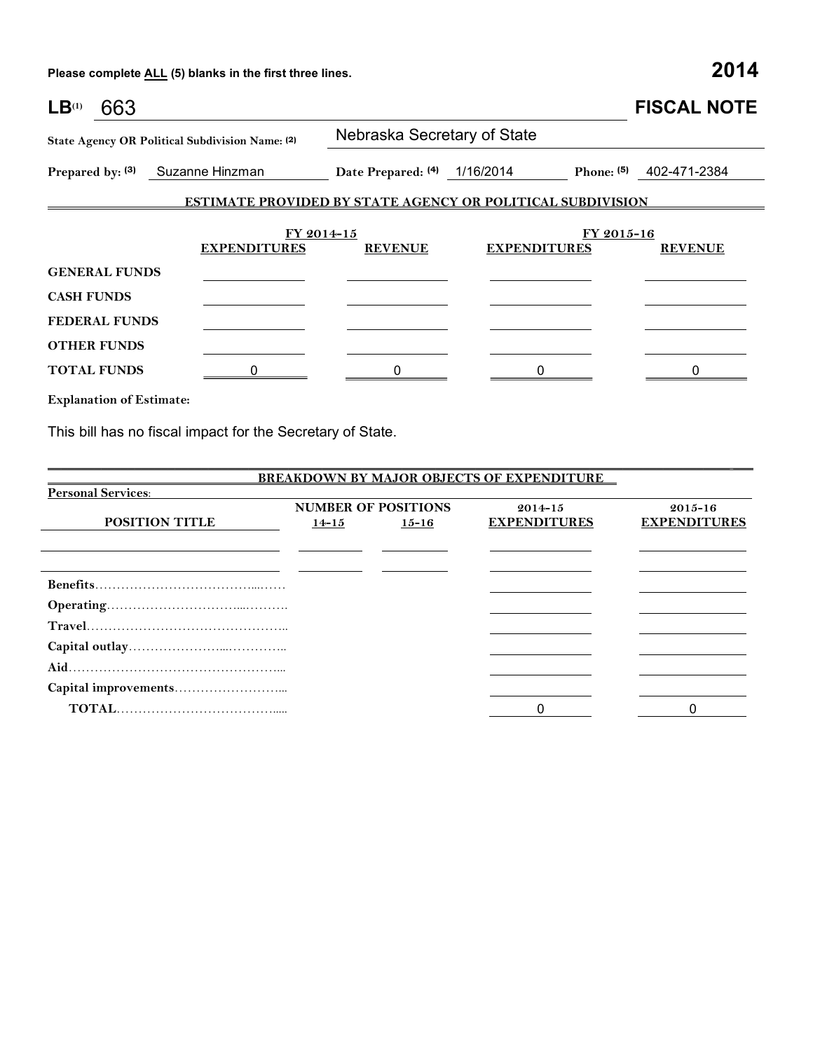Please complete **ALL** (5) blanks in the first three lines.

**2014**

# LB[1] 663 — FISCAL NOTE

**State Agency OR Political Subdivision Name:** [2] Nebraska Secretary of State

**Prepared by:** [3] Suzanne Hinzman **Date Prepared:** [4] 1/16/2014 **Phone:** [5] 402-471-2384

## ESTIMATE PROVIDED BY STATE AGENCY OR POLITICAL SUBDIVISION

| | FY 2014-15 | | FY 2015-16 | |
|---|---|---|---|---|
| | **EXPENDITURES** | **REVENUE** | **EXPENDITURES** | **REVENUE** |
| **GENERAL FUNDS** | | | | |
| **CASH FUNDS** | | | | |
| **FEDERAL FUNDS** | | | | |
| **OTHER FUNDS** | | | | |
| **TOTAL FUNDS** | 0 | 0 | 0 | 0 |

**Explanation of Estimate:**

This bill has no fiscal impact for the Secretary of State.

## BREAKDOWN BY MAJOR OBJECTS OF EXPENDITURE

**Personal Services:**

| POSITION TITLE | NUMBER OF POSITIONS 14-15 | NUMBER OF POSITIONS 15-16 | 2014-15 EXPENDITURES | 2015-16 EXPENDITURES |
|---|---|---|---|---|
| | | | | |
| | | | | |
| **Benefits** | | | | |
| **Operating** | | | | |
| **Travel** | | | | |
| **Capital outlay** | | | | |
| **Aid** | | | | |
| **Capital improvements** | | | | |
| **TOTAL** | | | 0 | 0 |